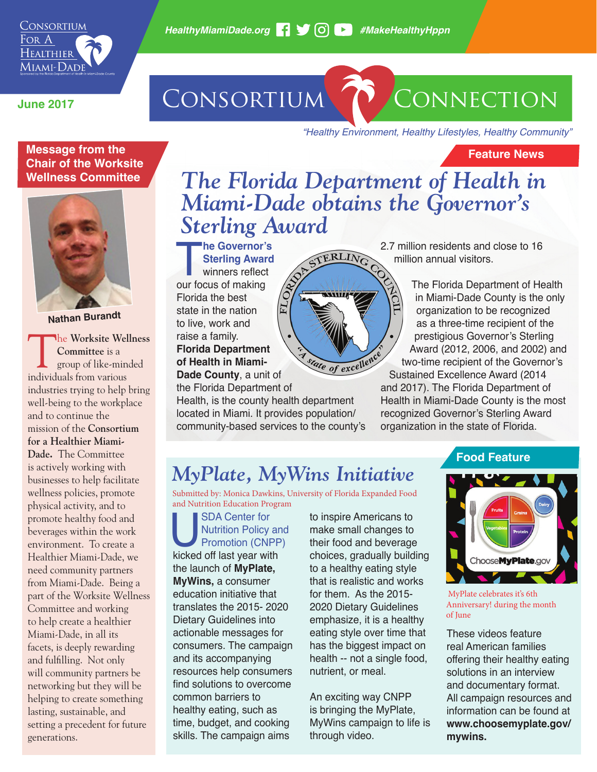Consortium For A Healthier Miami-Dade

HealthyMiamiDade.org #MakeHealthyHppn

June 2017

# Consortium Connection

*"Healthy Environment, Healthy Lifestyles, Healthy Community"*

## Message from the Chair of the Worksite Wellness Committee

Nathan Burandt

The **Worksite Wellness Committee** is a group of like-minded individuals from various industries trying to help bring well-being to the workplace and to continue the mission of the **Consortium for a Healthier Miami-Dade.** The Committee is actively working with businesses to help facilitate wellness policies, promote physical activity, and to promote healthy food and beverages within the work environment. To create a Healthier Miami-Dade, we need community partners from Miami-Dade. Being a part of the Worksite Wellness Committee and working to help create a healthier Miami-Dade, in all its facets, is deeply rewarding and fulfilling. Not only will community partners be networking but they will be helping to create something lasting, sustainable, and setting a precedent for future generations.

## Feature News

# *The Florida Department of Health in Miami-Dade obtains the Governor's Sterling Award*

**The Governor's Sterling Award** winners reflect our focus of making Florida the best state in the nation to live, work and raise a family. **Florida Department of Health in Miami-Dade County**, a unit of the Florida Department of Health, is the county health department located in Miami. It provides population/community-based services to the county's 2.7 million residents and close to 16 million annual visitors.

The Florida Department of Health in Miami-Dade County is the only organization to be recognized as a three-time recipient of the prestigious Governor's Sterling Award (2012, 2006, and 2002) and two-time recipient of the Governor's Sustained Excellence Award (2014 and 2017). The Florida Department of Health in Miami-Dade County is the most recognized Governor's Sterling Award organization in the state of Florida.

# *MyPlate, MyWins Initiative*

Submitted by: Monica Dawkins, University of Florida Expanded Food and Nutrition Education Program

USDA Center for Nutrition Policy and Promotion (CNPP) kicked off last year with the launch of **MyPlate, MyWins,** a consumer education initiative that translates the 2015- 2020 Dietary Guidelines into actionable messages for consumers. The campaign and its accompanying resources help consumers find solutions to overcome common barriers to healthy eating, such as time, budget, and cooking skills. The campaign aims to inspire Americans to make small changes to their food and beverage choices, gradually building to a healthy eating style that is realistic and works for them. As the 2015-2020 Dietary Guidelines emphasize, it is a healthy eating style over time that has the biggest impact on health -- not a single food, nutrient, or meal.

An exciting way CNPP is bringing the MyPlate, MyWins campaign to life is through video.

## Food Feature

MyPlate celebrates it's 6th Anniversary! during the month of June

These videos feature real American families offering their healthy eating solutions in an interview and documentary format. All campaign resources and information can be found at **www.choosemyplate.gov/mywins.**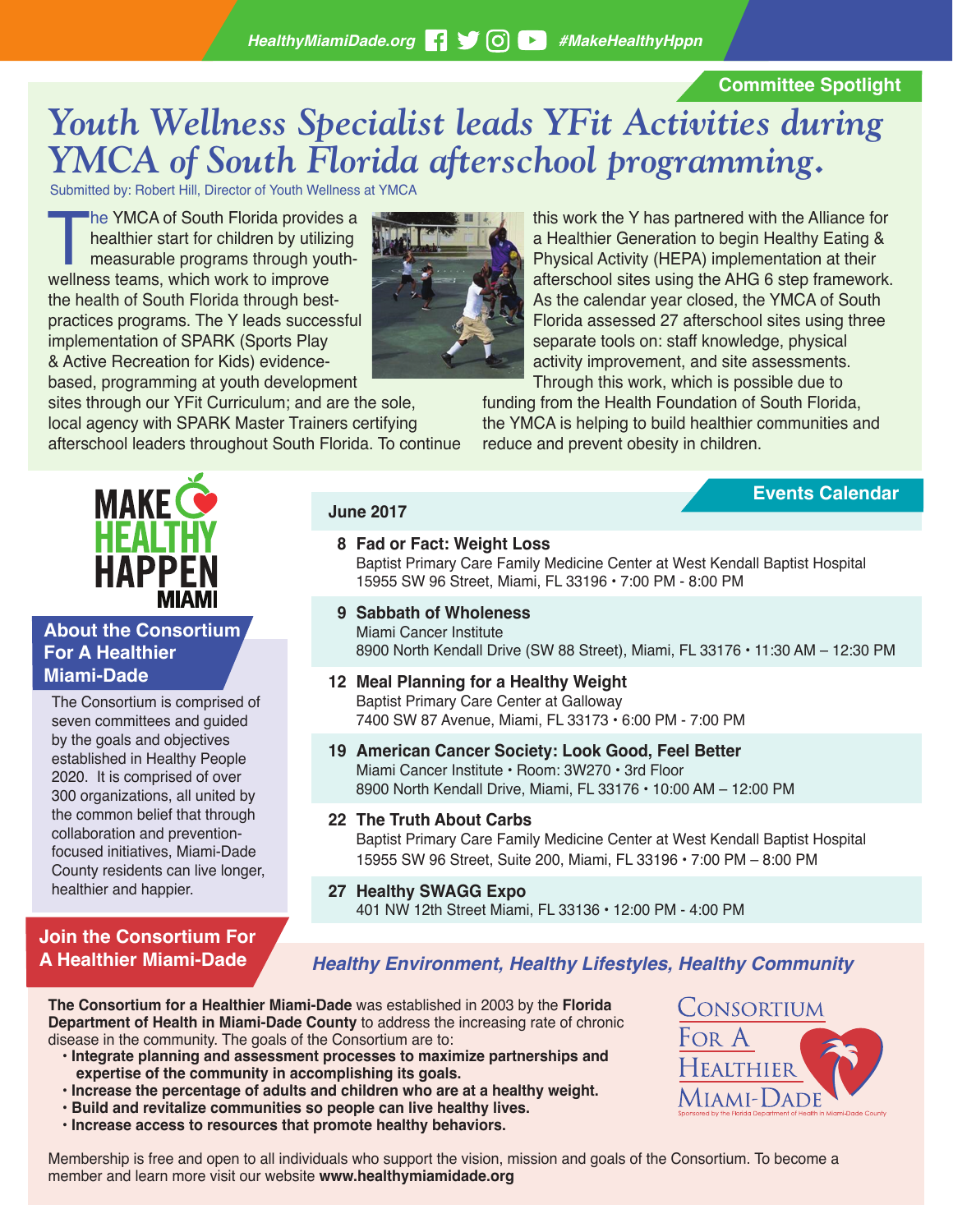HealthyMiamiDade.org #MakeHealthyHppn

Committee Spotlight

# Youth Wellness Specialist leads YFit Activities during YMCA of South Florida afterschool programming.

Submitted by: Robert Hill, Director of Youth Wellness at YMCA

The YMCA of South Florida provides a healthier start for children by utilizing measurable programs through youth-wellness teams, which work to improve the health of South Florida through best-practices programs. The Y leads successful implementation of SPARK (Sports Play & Active Recreation for Kids) evidence-based, programming at youth development sites through our YFit Curriculum; and are the sole, local agency with SPARK Master Trainers certifying afterschool leaders throughout South Florida. To continue this work the Y has partnered with the Alliance for a Healthier Generation to begin Healthy Eating & Physical Activity (HEPA) implementation at their afterschool sites using the AHG 6 step framework. As the calendar year closed, the YMCA of South Florida assessed 27 afterschool sites using three separate tools on: staff knowledge, physical activity improvement, and site assessments. Through this work, which is possible due to funding from the Health Foundation of South Florida, the YMCA is helping to build healthier communities and reduce and prevent obesity in children.

MAKE HEALTHY HAPPEN MIAMI

## About the Consortium For A Healthier Miami-Dade

The Consortium is comprised of seven committees and guided by the goals and objectives established in Healthy People 2020. It is comprised of over 300 organizations, all united by the common belief that through collaboration and prevention-focused initiatives, Miami-Dade County residents can live longer, healthier and happier.

## Events Calendar

**June 2017**

**8 Fad or Fact: Weight Loss**
Baptist Primary Care Family Medicine Center at West Kendall Baptist Hospital
15955 SW 96 Street, Miami, FL 33196 • 7:00 PM - 8:00 PM

**9 Sabbath of Wholeness**
Miami Cancer Institute
8900 North Kendall Drive (SW 88 Street), Miami, FL 33176 • 11:30 AM – 12:30 PM

**12 Meal Planning for a Healthy Weight**
Baptist Primary Care Center at Galloway
7400 SW 87 Avenue, Miami, FL 33173 • 6:00 PM - 7:00 PM

**19 American Cancer Society: Look Good, Feel Better**
Miami Cancer Institute • Room: 3W270 • 3rd Floor
8900 North Kendall Drive, Miami, FL 33176 • 10:00 AM – 12:00 PM

**22 The Truth About Carbs**
Baptist Primary Care Family Medicine Center at West Kendall Baptist Hospital
15955 SW 96 Street, Suite 200, Miami, FL 33196 • 7:00 PM – 8:00 PM

**27 Healthy SWAGG Expo**
401 NW 12th Street Miami, FL 33136 • 12:00 PM - 4:00 PM

## Join the Consortium For A Healthier Miami-Dade

*Healthy Environment, Healthy Lifestyles, Healthy Community*

**The Consortium for a Healthier Miami-Dade** was established in 2003 by the **Florida Department of Health in Miami-Dade County** to address the increasing rate of chronic disease in the community. The goals of the Consortium are to:

- **Integrate planning and assessment processes to maximize partnerships and expertise of the community in accomplishing its goals.**
- **Increase the percentage of adults and children who are at a healthy weight.**
- **Build and revitalize communities so people can live healthy lives.**
- **Increase access to resources that promote healthy behaviors.**

Consortium For A Healthier Miami-Dade
Sponsored by the Florida Department of Health in Miami-Dade County

Membership is free and open to all individuals who support the vision, mission and goals of the Consortium. To become a member and learn more visit our website **www.healthymiamidade.org**